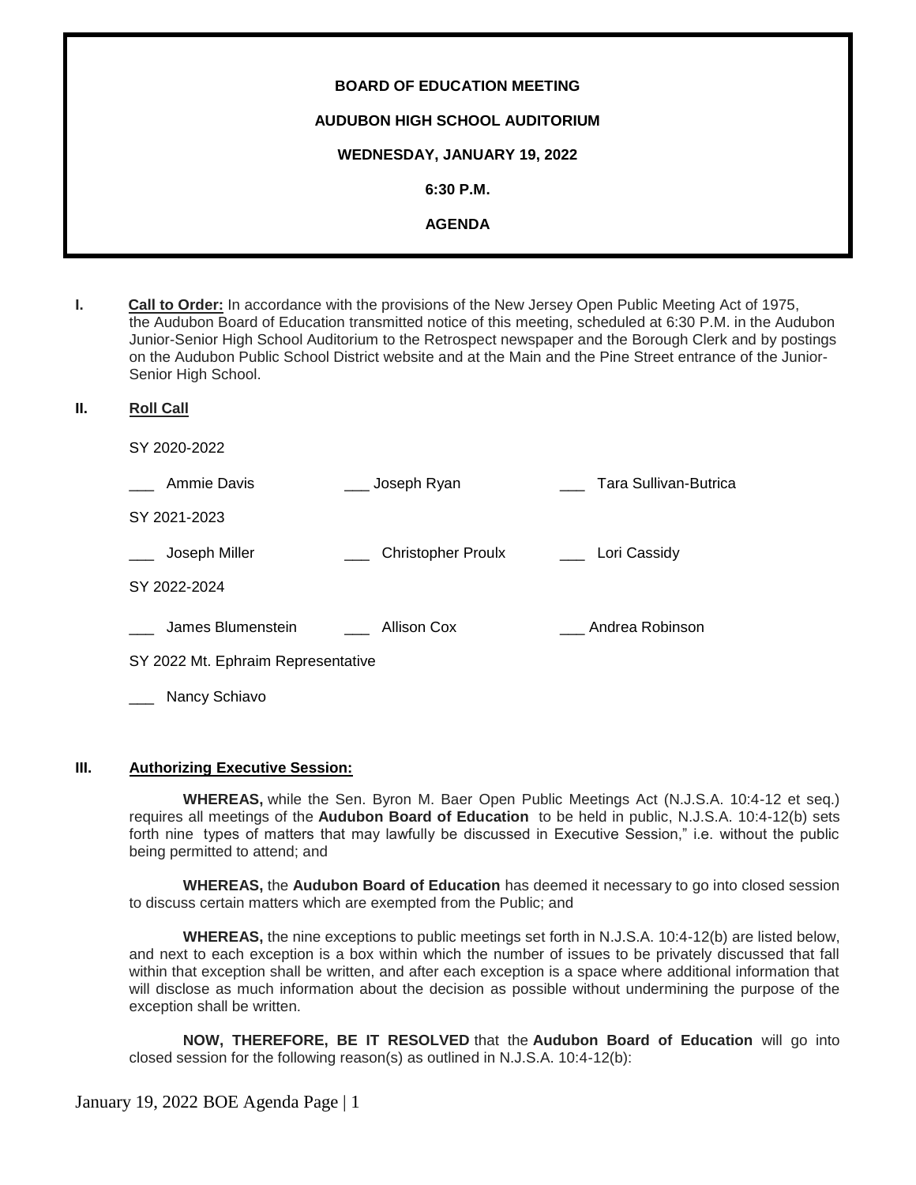**BOARD OF EDUCATION MEETING**

**AUDUBON HIGH SCHOOL AUDITORIUM**

**WEDNESDAY, JANUARY 19, 2022**

**6:30 P.M.**

**AGENDA**

**I. Call to Order:** In accordance with the provisions of the New Jersey Open Public Meeting Act of 1975, the Audubon Board of Education transmitted notice of this meeting, scheduled at 6:30 P.M. in the Audubon Junior-Senior High School Auditorium to the Retrospect newspaper and the Borough Clerk and by postings on the Audubon Public School District website and at the Main and the Pine Street entrance of the Junior-Senior High School.

**II. Roll Call**

SY 2020-2022

___ Ammie Davis ___ Joseph Ryan ___ Tara Sullivan-Butrica

SY 2021-2023

___ Joseph Miller ___ Christopher Proulx ___ Lori Cassidy

SY 2022-2024

___ James Blumenstein ___ Allison Cox ___ Andrea Robinson

SY 2022 Mt. Ephraim Representative

___ Nancy Schiavo

**III. Authorizing Executive Session:**

**WHEREAS,** while the Sen. Byron M. Baer Open Public Meetings Act (N.J.S.A. 10:4-12 et seq.) requires all meetings of the **Audubon Board of Education** to be held in public, N.J.S.A. 10:4-12(b) sets forth nine types of matters that may lawfully be discussed in Executive Session," i.e. without the public being permitted to attend; and

**WHEREAS,** the **Audubon Board of Education** has deemed it necessary to go into closed session to discuss certain matters which are exempted from the Public; and

**WHEREAS,** the nine exceptions to public meetings set forth in N.J.S.A. 10:4-12(b) are listed below, and next to each exception is a box within which the number of issues to be privately discussed that fall within that exception shall be written, and after each exception is a space where additional information that will disclose as much information about the decision as possible without undermining the purpose of the exception shall be written.

**NOW, THEREFORE, BE IT RESOLVED** that the **Audubon Board of Education** will go into closed session for the following reason(s) as outlined in N.J.S.A. 10:4-12(b):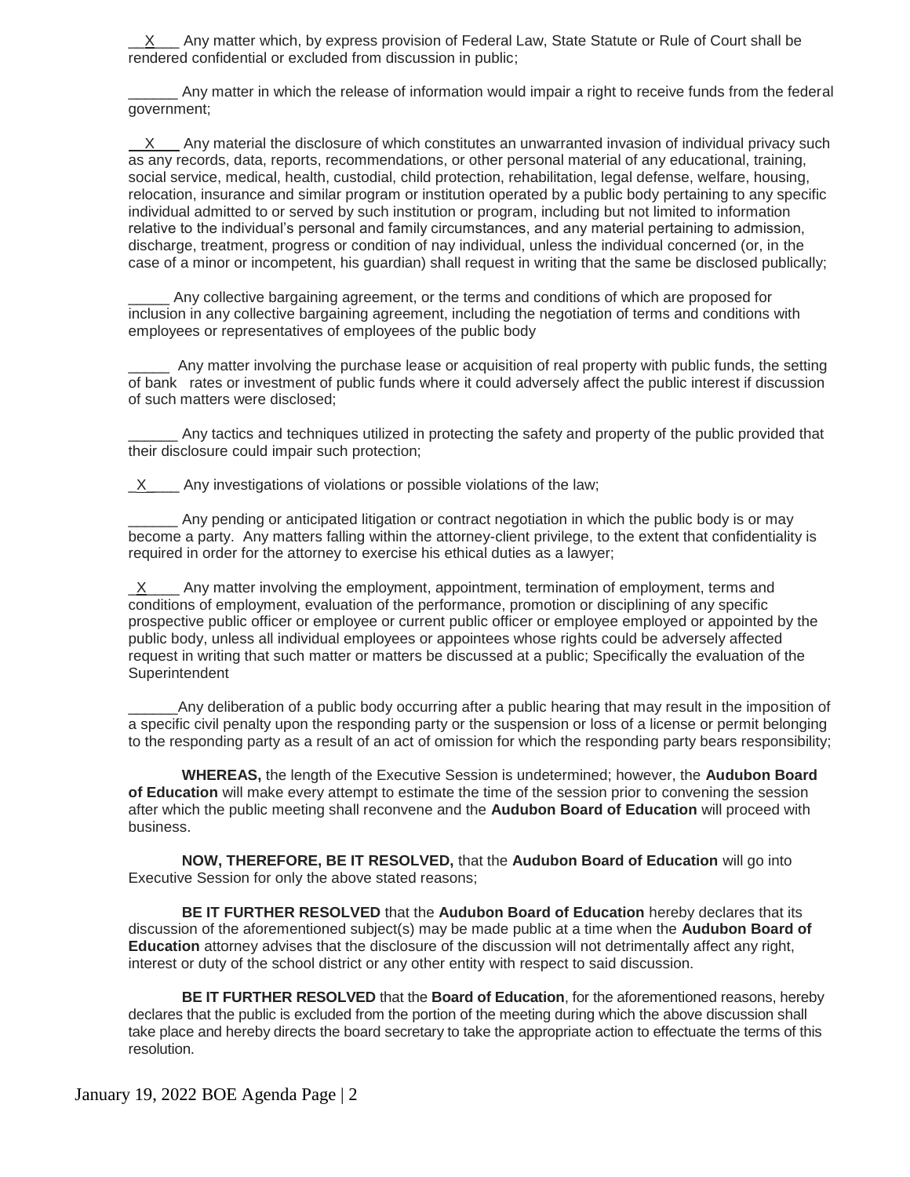\_\_X\_\_\_ Any matter which, by express provision of Federal Law, State Statute or Rule of Court shall be rendered confidential or excluded from discussion in public;

\_\_\_\_\_\_ Any matter in which the release of information would impair a right to receive funds from the federal government;

\_\_X\_\_\_ Any material the disclosure of which constitutes an unwarranted invasion of individual privacy such as any records, data, reports, recommendations, or other personal material of any educational, training, social service, medical, health, custodial, child protection, rehabilitation, legal defense, welfare, housing, relocation, insurance and similar program or institution operated by a public body pertaining to any specific individual admitted to or served by such institution or program, including but not limited to information relative to the individual's personal and family circumstances, and any material pertaining to admission, discharge, treatment, progress or condition of nay individual, unless the individual concerned (or, in the case of a minor or incompetent, his guardian) shall request in writing that the same be disclosed publically;

\_\_\_\_\_ Any collective bargaining agreement, or the terms and conditions of which are proposed for inclusion in any collective bargaining agreement, including the negotiation of terms and conditions with employees or representatives of employees of the public body

\_\_\_\_\_ Any matter involving the purchase lease or acquisition of real property with public funds, the setting of bank rates or investment of public funds where it could adversely affect the public interest if discussion of such matters were disclosed;

\_\_\_\_\_\_ Any tactics and techniques utilized in protecting the safety and property of the public provided that their disclosure could impair such protection;

\_X\_\_\_\_ Any investigations of violations or possible violations of the law;

\_\_\_\_\_\_ Any pending or anticipated litigation or contract negotiation in which the public body is or may become a party. Any matters falling within the attorney-client privilege, to the extent that confidentiality is required in order for the attorney to exercise his ethical duties as a lawyer;

\_X\_\_\_\_ Any matter involving the employment, appointment, termination of employment, terms and conditions of employment, evaluation of the performance, promotion or disciplining of any specific prospective public officer or employee or current public officer or employee employed or appointed by the public body, unless all individual employees or appointees whose rights could be adversely affected request in writing that such matter or matters be discussed at a public; Specifically the evaluation of the Superintendent

\_\_\_\_\_\_Any deliberation of a public body occurring after a public hearing that may result in the imposition of a specific civil penalty upon the responding party or the suspension or loss of a license or permit belonging to the responding party as a result of an act of omission for which the responding party bears responsibility;

**WHEREAS,** the length of the Executive Session is undetermined; however, the **Audubon Board of Education** will make every attempt to estimate the time of the session prior to convening the session after which the public meeting shall reconvene and the **Audubon Board of Education** will proceed with business.

**NOW, THEREFORE, BE IT RESOLVED,** that the **Audubon Board of Education** will go into Executive Session for only the above stated reasons;

**BE IT FURTHER RESOLVED** that the **Audubon Board of Education** hereby declares that its discussion of the aforementioned subject(s) may be made public at a time when the **Audubon Board of Education** attorney advises that the disclosure of the discussion will not detrimentally affect any right, interest or duty of the school district or any other entity with respect to said discussion.

**BE IT FURTHER RESOLVED** that the **Board of Education**, for the aforementioned reasons, hereby declares that the public is excluded from the portion of the meeting during which the above discussion shall take place and hereby directs the board secretary to take the appropriate action to effectuate the terms of this resolution.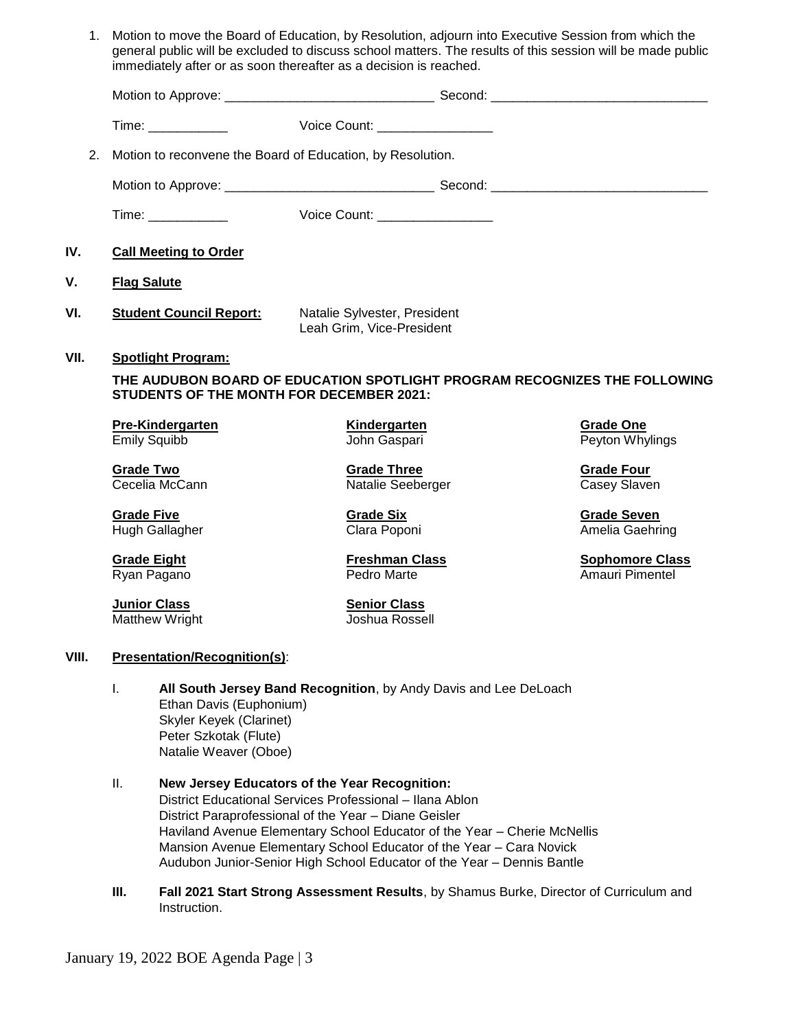1. Motion to move the Board of Education, by Resolution, adjourn into Executive Session from which the general public will be excluded to discuss school matters. The results of this session will be made public immediately after or as soon thereafter as a decision is reached.

   Motion to Approve: ____________________________ Second: ____________________________

   Time: ___________ Voice Count: ________________

2. Motion to reconvene the Board of Education, by Resolution.

   Motion to Approve: ____________________________ Second: ____________________________

   Time: ___________ Voice Count: ________________

## IV. Call Meeting to Order

## V. Flag Salute

## VI. Student Council Report:

Natalie Sylvester, President
Leah Grim, Vice-President

## VII. Spotlight Program:

**THE AUDUBON BOARD OF EDUCATION SPOTLIGHT PROGRAM RECOGNIZES THE FOLLOWING STUDENTS OF THE MONTH FOR DECEMBER 2021:**

**Pre-Kindergarten**
Emily Squibb

**Kindergarten**
John Gaspari

**Grade One**
Peyton Whylings

**Grade Two**
Cecelia McCann

**Grade Three**
Natalie Seeberger

**Grade Four**
Casey Slaven

**Grade Five**
Hugh Gallagher

**Grade Six**
Clara Poponi

**Grade Seven**
Amelia Gaehring

**Grade Eight**
Ryan Pagano

**Freshman Class**
Pedro Marte

**Sophomore Class**
Amauri Pimentel

**Junior Class**
Matthew Wright

**Senior Class**
Joshua Rossell

## VIII. Presentation/Recognition(s):

I. **All South Jersey Band Recognition**, by Andy Davis and Lee DeLoach
   Ethan Davis (Euphonium)
   Skyler Keyek (Clarinet)
   Peter Szkotak (Flute)
   Natalie Weaver (Oboe)

II. **New Jersey Educators of the Year Recognition:**
   District Educational Services Professional – Ilana Ablon
   District Paraprofessional of the Year – Diane Geisler
   Haviland Avenue Elementary School Educator of the Year – Cherie McNellis
   Mansion Avenue Elementary School Educator of the Year – Cara Novick
   Audubon Junior-Senior High School Educator of the Year – Dennis Bantle

III. **Fall 2021 Start Strong Assessment Results**, by Shamus Burke, Director of Curriculum and Instruction.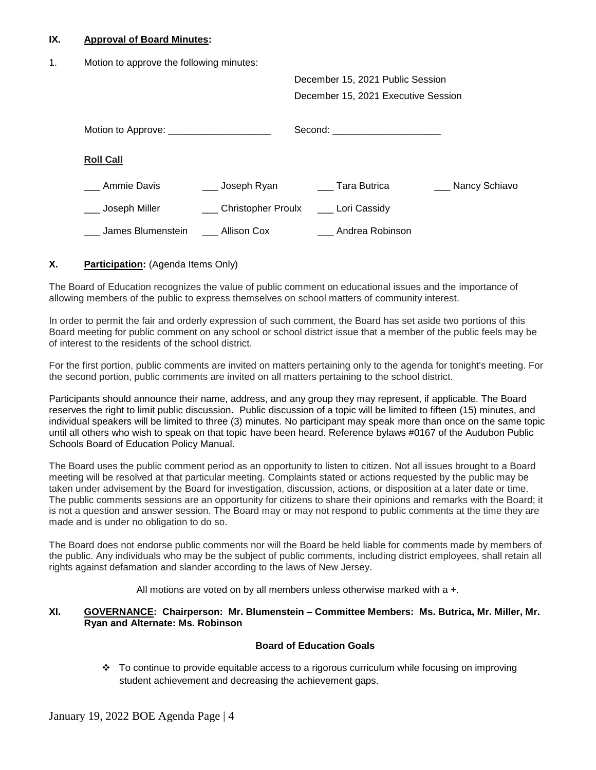## IX. **Approval of Board Minutes:**

1. Motion to approve the following minutes:

December 15, 2021 Public Session
December 15, 2021 Executive Session

Motion to Approve: ___________________ Second: ____________________

**Roll Call**

| | | | |
|---|---|---|---|
| ___ Ammie Davis | ___ Joseph Ryan | ___ Tara Butrica | ___ Nancy Schiavo |
| ___ Joseph Miller | ___ Christopher Proulx | ___ Lori Cassidy | |
| ___ James Blumenstein | ___ Allison Cox | ___ Andrea Robinson | |

## X. **Participation:** (Agenda Items Only)

The Board of Education recognizes the value of public comment on educational issues and the importance of allowing members of the public to express themselves on school matters of community interest.

In order to permit the fair and orderly expression of such comment, the Board has set aside two portions of this Board meeting for public comment on any school or school district issue that a member of the public feels may be of interest to the residents of the school district.

For the first portion, public comments are invited on matters pertaining only to the agenda for tonight's meeting. For the second portion, public comments are invited on all matters pertaining to the school district.

Participants should announce their name, address, and any group they may represent, if applicable. The Board reserves the right to limit public discussion. Public discussion of a topic will be limited to fifteen (15) minutes, and individual speakers will be limited to three (3) minutes. No participant may speak more than once on the same topic until all others who wish to speak on that topic have been heard. Reference bylaws #0167 of the Audubon Public Schools Board of Education Policy Manual.

The Board uses the public comment period as an opportunity to listen to citizen. Not all issues brought to a Board meeting will be resolved at that particular meeting. Complaints stated or actions requested by the public may be taken under advisement by the Board for investigation, discussion, actions, or disposition at a later date or time. The public comments sessions are an opportunity for citizens to share their opinions and remarks with the Board; it is not a question and answer session. The Board may or may not respond to public comments at the time they are made and is under no obligation to do so.

The Board does not endorse public comments nor will the Board be held liable for comments made by members of the public. Any individuals who may be the subject of public comments, including district employees, shall retain all rights against defamation and slander according to the laws of New Jersey.

All motions are voted on by all members unless otherwise marked with a +.

## XI. **GOVERNANCE: Chairperson: Mr. Blumenstein – Committee Members: Ms. Butrica, Mr. Miller, Mr. Ryan and Alternate: Ms. Robinson**

**Board of Education Goals**

- To continue to provide equitable access to a rigorous curriculum while focusing on improving student achievement and decreasing the achievement gaps.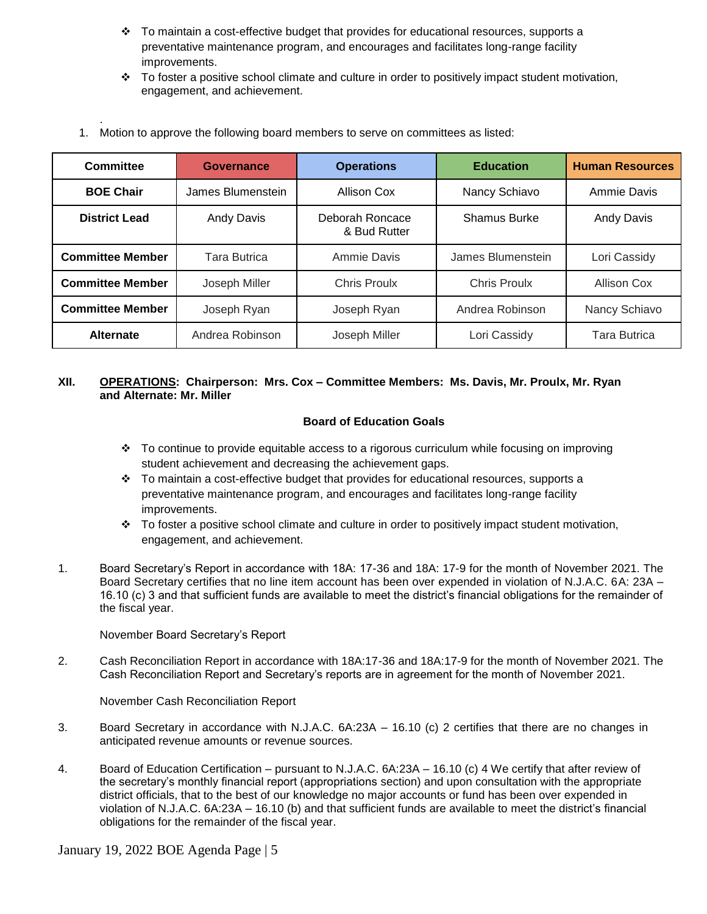- ❖ To maintain a cost-effective budget that provides for educational resources, supports a preventative maintenance program, and encourages and facilitates long-range facility improvements.
- ❖ To foster a positive school climate and culture in order to positively impact student motivation, engagement, and achievement.

.

1. Motion to approve the following board members to serve on committees as listed:

| Committee | Governance | Operations | Education | Human Resources |
|---|---|---|---|---|
| **BOE Chair** | James Blumenstein | Allison Cox | Nancy Schiavo | Ammie Davis |
| **District Lead** | Andy Davis | Deborah Roncace & Bud Rutter | Shamus Burke | Andy Davis |
| **Committee Member** | Tara Butrica | Ammie Davis | James Blumenstein | Lori Cassidy |
| **Committee Member** | Joseph Miller | Chris Proulx | Chris Proulx | Allison Cox |
| **Committee Member** | Joseph Ryan | Joseph Ryan | Andrea Robinson | Nancy Schiavo |
| **Alternate** | Andrea Robinson | Joseph Miller | Lori Cassidy | Tara Butrica |

**XII. <u>OPERATIONS</u>: Chairperson: Mrs. Cox – Committee Members: Ms. Davis, Mr. Proulx, Mr. Ryan and Alternate: Mr. Miller**

**Board of Education Goals**

- ❖ To continue to provide equitable access to a rigorous curriculum while focusing on improving student achievement and decreasing the achievement gaps.
- ❖ To maintain a cost-effective budget that provides for educational resources, supports a preventative maintenance program, and encourages and facilitates long-range facility improvements.
- ❖ To foster a positive school climate and culture in order to positively impact student motivation, engagement, and achievement.

1. Board Secretary's Report in accordance with 18A: 17-36 and 18A: 17-9 for the month of November 2021. The Board Secretary certifies that no line item account has been over expended in violation of N.J.A.C. 6A: 23A – 16.10 (c) 3 and that sufficient funds are available to meet the district's financial obligations for the remainder of the fiscal year.

   November Board Secretary's Report

2. Cash Reconciliation Report in accordance with 18A:17-36 and 18A:17-9 for the month of November 2021. The Cash Reconciliation Report and Secretary's reports are in agreement for the month of November 2021.

   November Cash Reconciliation Report

3. Board Secretary in accordance with N.J.A.C. 6A:23A – 16.10 (c) 2 certifies that there are no changes in anticipated revenue amounts or revenue sources.

4. Board of Education Certification – pursuant to N.J.A.C. 6A:23A – 16.10 (c) 4 We certify that after review of the secretary's monthly financial report (appropriations section) and upon consultation with the appropriate district officials, that to the best of our knowledge no major accounts or fund has been over expended in violation of N.J.A.C. 6A:23A – 16.10 (b) and that sufficient funds are available to meet the district's financial obligations for the remainder of the fiscal year.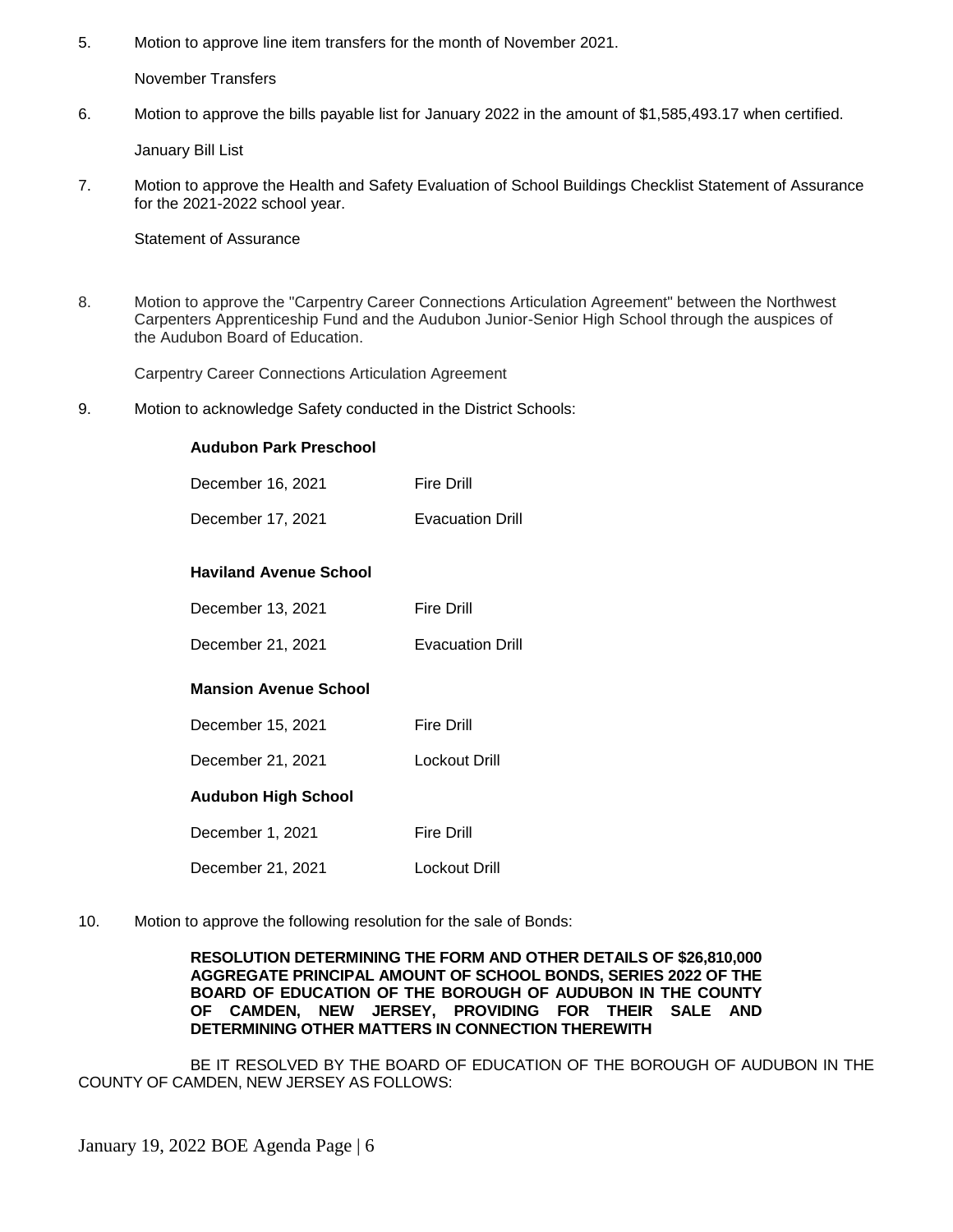5. Motion to approve line item transfers for the month of November 2021.

   November Transfers

6. Motion to approve the bills payable list for January 2022 in the amount of $1,585,493.17 when certified.

   January Bill List

7. Motion to approve the Health and Safety Evaluation of School Buildings Checklist Statement of Assurance for the 2021-2022 school year.

   Statement of Assurance

8. Motion to approve the "Carpentry Career Connections Articulation Agreement" between the Northwest Carpenters Apprenticeship Fund and the Audubon Junior-Senior High School through the auspices of the Audubon Board of Education.

   Carpentry Career Connections Articulation Agreement

9. Motion to acknowledge Safety conducted in the District Schools:

   **Audubon Park Preschool**

   | | |
   |---|---|
   | December 16, 2021 | Fire Drill |
   | December 17, 2021 | Evacuation Drill |

   **Haviland Avenue School**

   | | |
   |---|---|
   | December 13, 2021 | Fire Drill |
   | December 21, 2021 | Evacuation Drill |

   **Mansion Avenue School**

   | | |
   |---|---|
   | December 15, 2021 | Fire Drill |
   | December 21, 2021 | Lockout Drill |

   **Audubon High School**

   | | |
   |---|---|
   | December 1, 2021 | Fire Drill |
   | December 21, 2021 | Lockout Drill |

10. Motion to approve the following resolution for the sale of Bonds:

    **RESOLUTION DETERMINING THE FORM AND OTHER DETAILS OF $26,810,000 AGGREGATE PRINCIPAL AMOUNT OF SCHOOL BONDS, SERIES 2022 OF THE BOARD OF EDUCATION OF THE BOROUGH OF AUDUBON IN THE COUNTY OF CAMDEN, NEW JERSEY, PROVIDING FOR THEIR SALE AND DETERMINING OTHER MATTERS IN CONNECTION THEREWITH**

BE IT RESOLVED BY THE BOARD OF EDUCATION OF THE BOROUGH OF AUDUBON IN THE COUNTY OF CAMDEN, NEW JERSEY AS FOLLOWS: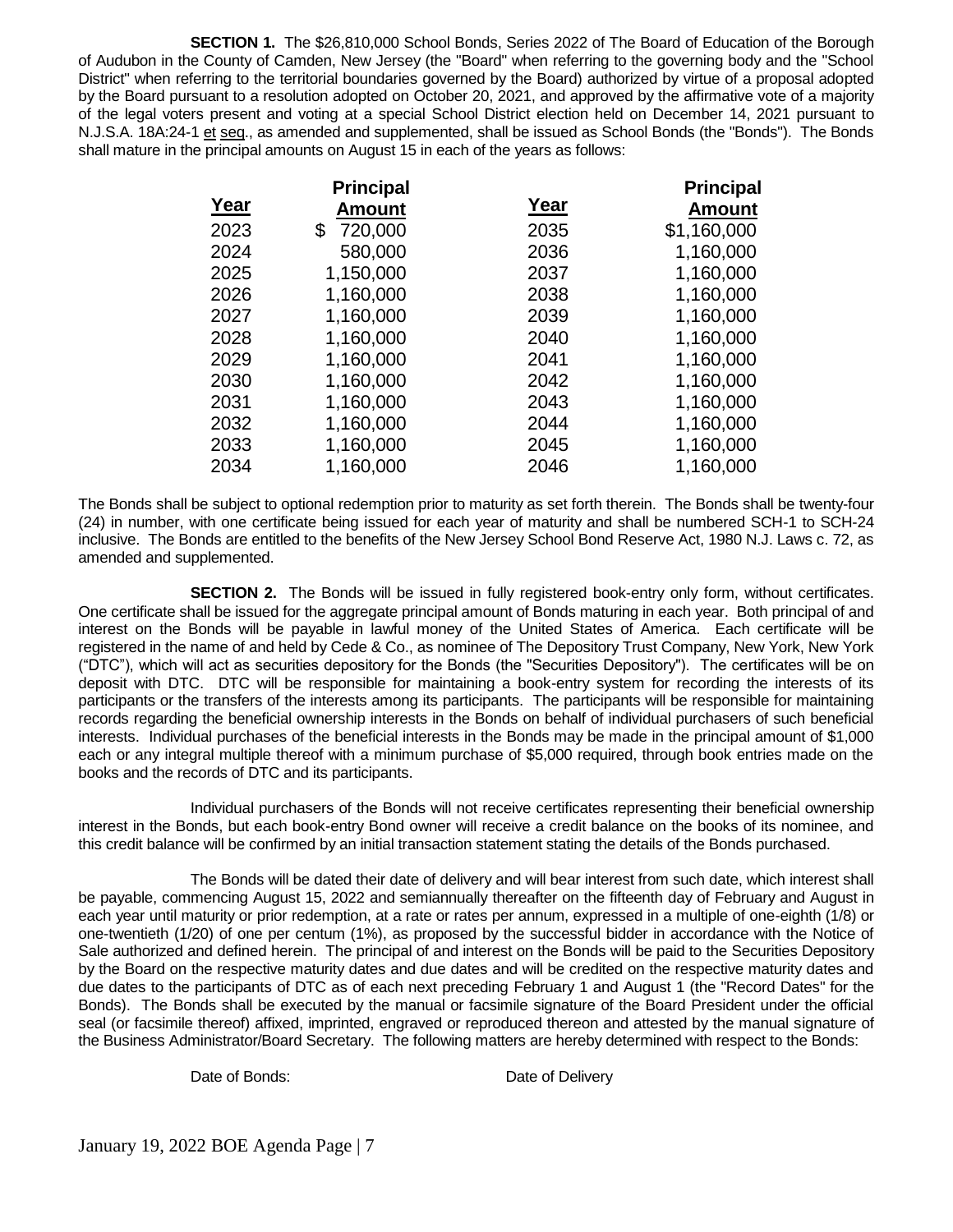**SECTION 1.** The $26,810,000 School Bonds, Series 2022 of The Board of Education of the Borough of Audubon in the County of Camden, New Jersey (the "Board" when referring to the governing body and the "School District" when referring to the territorial boundaries governed by the Board) authorized by virtue of a proposal adopted by the Board pursuant to a resolution adopted on October 20, 2021, and approved by the affirmative vote of a majority of the legal voters present and voting at a special School District election held on December 14, 2021 pursuant to N.J.S.A. 18A:24-1 et seq., as amended and supplemented, shall be issued as School Bonds (the "Bonds"). The Bonds shall mature in the principal amounts on August 15 in each of the years as follows:

| Year | Principal Amount | Year | Principal Amount |
|---|---|---|---|
| 2023 | $ 720,000 | 2035 | $1,160,000 |
| 2024 | 580,000 | 2036 | 1,160,000 |
| 2025 | 1,150,000 | 2037 | 1,160,000 |
| 2026 | 1,160,000 | 2038 | 1,160,000 |
| 2027 | 1,160,000 | 2039 | 1,160,000 |
| 2028 | 1,160,000 | 2040 | 1,160,000 |
| 2029 | 1,160,000 | 2041 | 1,160,000 |
| 2030 | 1,160,000 | 2042 | 1,160,000 |
| 2031 | 1,160,000 | 2043 | 1,160,000 |
| 2032 | 1,160,000 | 2044 | 1,160,000 |
| 2033 | 1,160,000 | 2045 | 1,160,000 |
| 2034 | 1,160,000 | 2046 | 1,160,000 |

The Bonds shall be subject to optional redemption prior to maturity as set forth therein. The Bonds shall be twenty-four (24) in number, with one certificate being issued for each year of maturity and shall be numbered SCH-1 to SCH-24 inclusive. The Bonds are entitled to the benefits of the New Jersey School Bond Reserve Act, 1980 N.J. Laws c. 72, as amended and supplemented.

**SECTION 2.** The Bonds will be issued in fully registered book-entry only form, without certificates. One certificate shall be issued for the aggregate principal amount of Bonds maturing in each year. Both principal of and interest on the Bonds will be payable in lawful money of the United States of America. Each certificate will be registered in the name of and held by Cede & Co., as nominee of The Depository Trust Company, New York, New York ("DTC"), which will act as securities depository for the Bonds (the "Securities Depository"). The certificates will be on deposit with DTC. DTC will be responsible for maintaining a book-entry system for recording the interests of its participants or the transfers of the interests among its participants. The participants will be responsible for maintaining records regarding the beneficial ownership interests in the Bonds on behalf of individual purchasers of such beneficial interests. Individual purchases of the beneficial interests in the Bonds may be made in the principal amount of $1,000 each or any integral multiple thereof with a minimum purchase of $5,000 required, through book entries made on the books and the records of DTC and its participants.

Individual purchasers of the Bonds will not receive certificates representing their beneficial ownership interest in the Bonds, but each book-entry Bond owner will receive a credit balance on the books of its nominee, and this credit balance will be confirmed by an initial transaction statement stating the details of the Bonds purchased.

The Bonds will be dated their date of delivery and will bear interest from such date, which interest shall be payable, commencing August 15, 2022 and semiannually thereafter on the fifteenth day of February and August in each year until maturity or prior redemption, at a rate or rates per annum, expressed in a multiple of one-eighth (1/8) or one-twentieth (1/20) of one per centum (1%), as proposed by the successful bidder in accordance with the Notice of Sale authorized and defined herein. The principal of and interest on the Bonds will be paid to the Securities Depository by the Board on the respective maturity dates and due dates and will be credited on the respective maturity dates and due dates to the participants of DTC as of each next preceding February 1 and August 1 (the "Record Dates" for the Bonds). The Bonds shall be executed by the manual or facsimile signature of the Board President under the official seal (or facsimile thereof) affixed, imprinted, engraved or reproduced thereon and attested by the manual signature of the Business Administrator/Board Secretary. The following matters are hereby determined with respect to the Bonds:

Date of Bonds: Date of Delivery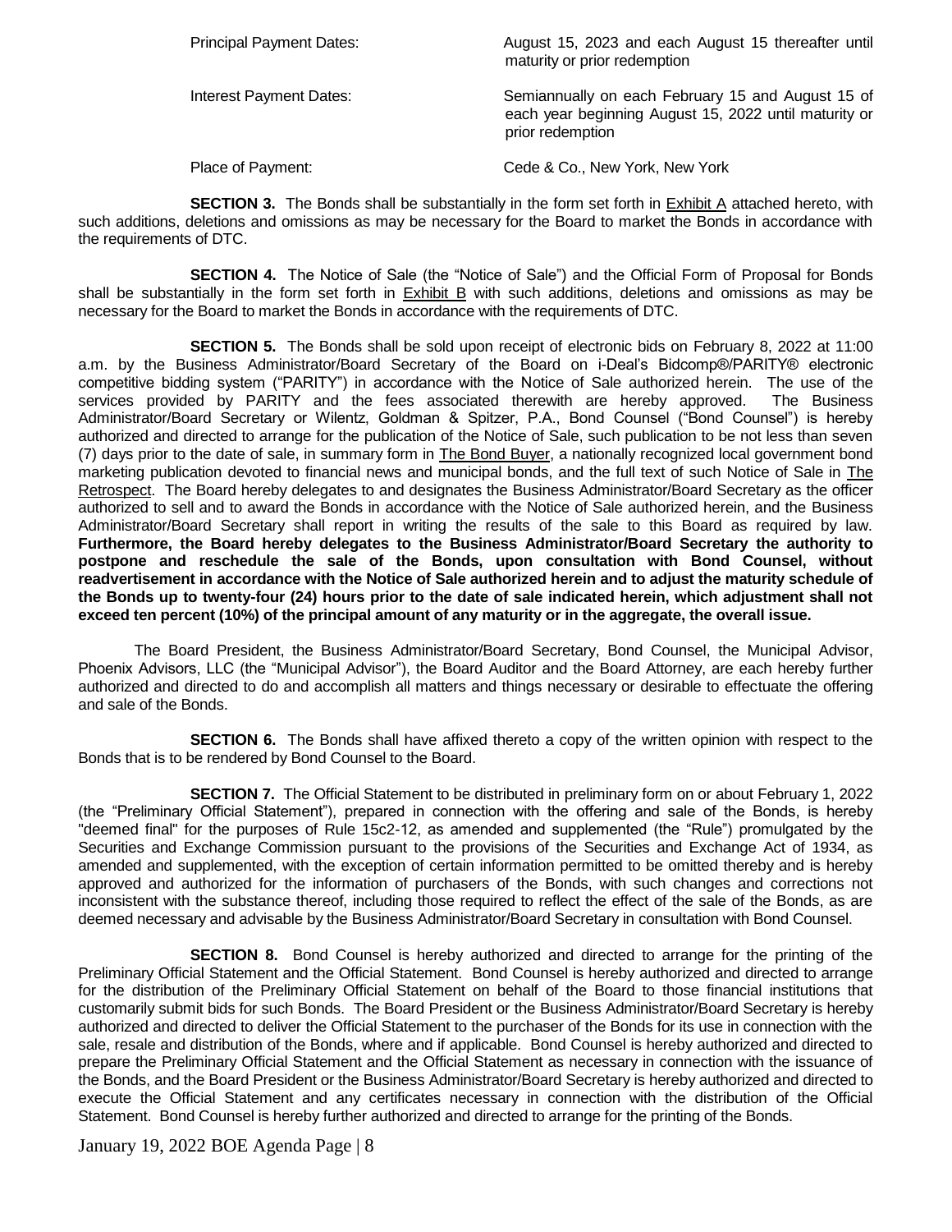| | |
|---|---|
| Principal Payment Dates: | August 15, 2023 and each August 15 thereafter until maturity or prior redemption |
| Interest Payment Dates: | Semiannually on each February 15 and August 15 of each year beginning August 15, 2022 until maturity or prior redemption |
| Place of Payment: | Cede & Co., New York, New York |

**SECTION 3.** The Bonds shall be substantially in the form set forth in Exhibit A attached hereto, with such additions, deletions and omissions as may be necessary for the Board to market the Bonds in accordance with the requirements of DTC.

**SECTION 4.** The Notice of Sale (the "Notice of Sale") and the Official Form of Proposal for Bonds shall be substantially in the form set forth in Exhibit B with such additions, deletions and omissions as may be necessary for the Board to market the Bonds in accordance with the requirements of DTC.

**SECTION 5.** The Bonds shall be sold upon receipt of electronic bids on February 8, 2022 at 11:00 a.m. by the Business Administrator/Board Secretary of the Board on i-Deal's Bidcomp®/PARITY® electronic competitive bidding system ("PARITY") in accordance with the Notice of Sale authorized herein. The use of the services provided by PARITY and the fees associated therewith are hereby approved. The Business Administrator/Board Secretary or Wilentz, Goldman & Spitzer, P.A., Bond Counsel ("Bond Counsel") is hereby authorized and directed to arrange for the publication of the Notice of Sale, such publication to be not less than seven (7) days prior to the date of sale, in summary form in The Bond Buyer, a nationally recognized local government bond marketing publication devoted to financial news and municipal bonds, and the full text of such Notice of Sale in The Retrospect. The Board hereby delegates to and designates the Business Administrator/Board Secretary as the officer authorized to sell and to award the Bonds in accordance with the Notice of Sale authorized herein, and the Business Administrator/Board Secretary shall report in writing the results of the sale to this Board as required by law. **Furthermore, the Board hereby delegates to the Business Administrator/Board Secretary the authority to postpone and reschedule the sale of the Bonds, upon consultation with Bond Counsel, without readvertisement in accordance with the Notice of Sale authorized herein and to adjust the maturity schedule of the Bonds up to twenty-four (24) hours prior to the date of sale indicated herein, which adjustment shall not exceed ten percent (10%) of the principal amount of any maturity or in the aggregate, the overall issue.**

The Board President, the Business Administrator/Board Secretary, Bond Counsel, the Municipal Advisor, Phoenix Advisors, LLC (the "Municipal Advisor"), the Board Auditor and the Board Attorney, are each hereby further authorized and directed to do and accomplish all matters and things necessary or desirable to effectuate the offering and sale of the Bonds.

**SECTION 6.** The Bonds shall have affixed thereto a copy of the written opinion with respect to the Bonds that is to be rendered by Bond Counsel to the Board.

**SECTION 7.** The Official Statement to be distributed in preliminary form on or about February 1, 2022 (the "Preliminary Official Statement"), prepared in connection with the offering and sale of the Bonds, is hereby "deemed final" for the purposes of Rule 15c2-12, as amended and supplemented (the "Rule") promulgated by the Securities and Exchange Commission pursuant to the provisions of the Securities and Exchange Act of 1934, as amended and supplemented, with the exception of certain information permitted to be omitted thereby and is hereby approved and authorized for the information of purchasers of the Bonds, with such changes and corrections not inconsistent with the substance thereof, including those required to reflect the effect of the sale of the Bonds, as are deemed necessary and advisable by the Business Administrator/Board Secretary in consultation with Bond Counsel.

**SECTION 8.** Bond Counsel is hereby authorized and directed to arrange for the printing of the Preliminary Official Statement and the Official Statement. Bond Counsel is hereby authorized and directed to arrange for the distribution of the Preliminary Official Statement on behalf of the Board to those financial institutions that customarily submit bids for such Bonds. The Board President or the Business Administrator/Board Secretary is hereby authorized and directed to deliver the Official Statement to the purchaser of the Bonds for its use in connection with the sale, resale and distribution of the Bonds, where and if applicable. Bond Counsel is hereby authorized and directed to prepare the Preliminary Official Statement and the Official Statement as necessary in connection with the issuance of the Bonds, and the Board President or the Business Administrator/Board Secretary is hereby authorized and directed to execute the Official Statement and any certificates necessary in connection with the distribution of the Official Statement. Bond Counsel is hereby further authorized and directed to arrange for the printing of the Bonds.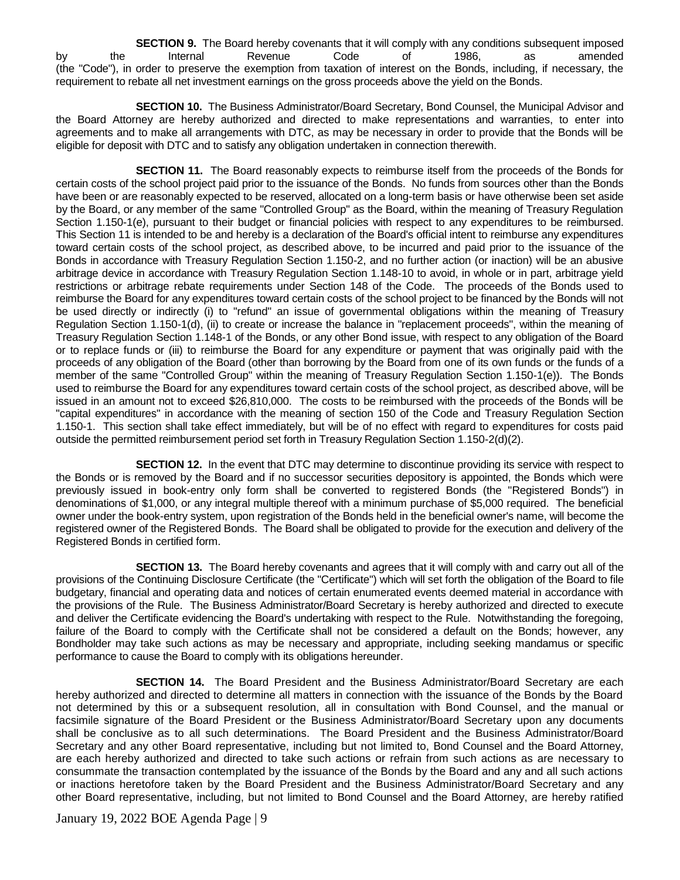**SECTION 9.** The Board hereby covenants that it will comply with any conditions subsequent imposed by the Internal Revenue Code of 1986, as amended (the "Code"), in order to preserve the exemption from taxation of interest on the Bonds, including, if necessary, the requirement to rebate all net investment earnings on the gross proceeds above the yield on the Bonds.

**SECTION 10.** The Business Administrator/Board Secretary, Bond Counsel, the Municipal Advisor and the Board Attorney are hereby authorized and directed to make representations and warranties, to enter into agreements and to make all arrangements with DTC, as may be necessary in order to provide that the Bonds will be eligible for deposit with DTC and to satisfy any obligation undertaken in connection therewith.

**SECTION 11.** The Board reasonably expects to reimburse itself from the proceeds of the Bonds for certain costs of the school project paid prior to the issuance of the Bonds. No funds from sources other than the Bonds have been or are reasonably expected to be reserved, allocated on a long-term basis or have otherwise been set aside by the Board, or any member of the same "Controlled Group" as the Board, within the meaning of Treasury Regulation Section 1.150-1(e), pursuant to their budget or financial policies with respect to any expenditures to be reimbursed. This Section 11 is intended to be and hereby is a declaration of the Board's official intent to reimburse any expenditures toward certain costs of the school project, as described above, to be incurred and paid prior to the issuance of the Bonds in accordance with Treasury Regulation Section 1.150-2, and no further action (or inaction) will be an abusive arbitrage device in accordance with Treasury Regulation Section 1.148-10 to avoid, in whole or in part, arbitrage yield restrictions or arbitrage rebate requirements under Section 148 of the Code. The proceeds of the Bonds used to reimburse the Board for any expenditures toward certain costs of the school project to be financed by the Bonds will not be used directly or indirectly (i) to "refund" an issue of governmental obligations within the meaning of Treasury Regulation Section 1.150-1(d), (ii) to create or increase the balance in "replacement proceeds", within the meaning of Treasury Regulation Section 1.148-1 of the Bonds, or any other Bond issue, with respect to any obligation of the Board or to replace funds or (iii) to reimburse the Board for any expenditure or payment that was originally paid with the proceeds of any obligation of the Board (other than borrowing by the Board from one of its own funds or the funds of a member of the same "Controlled Group" within the meaning of Treasury Regulation Section 1.150-1(e)). The Bonds used to reimburse the Board for any expenditures toward certain costs of the school project, as described above, will be issued in an amount not to exceed $26,810,000. The costs to be reimbursed with the proceeds of the Bonds will be "capital expenditures" in accordance with the meaning of section 150 of the Code and Treasury Regulation Section 1.150-1. This section shall take effect immediately, but will be of no effect with regard to expenditures for costs paid outside the permitted reimbursement period set forth in Treasury Regulation Section 1.150-2(d)(2).

**SECTION 12.** In the event that DTC may determine to discontinue providing its service with respect to the Bonds or is removed by the Board and if no successor securities depository is appointed, the Bonds which were previously issued in book-entry only form shall be converted to registered Bonds (the "Registered Bonds") in denominations of $1,000, or any integral multiple thereof with a minimum purchase of $5,000 required. The beneficial owner under the book-entry system, upon registration of the Bonds held in the beneficial owner's name, will become the registered owner of the Registered Bonds. The Board shall be obligated to provide for the execution and delivery of the Registered Bonds in certified form.

**SECTION 13.** The Board hereby covenants and agrees that it will comply with and carry out all of the provisions of the Continuing Disclosure Certificate (the "Certificate") which will set forth the obligation of the Board to file budgetary, financial and operating data and notices of certain enumerated events deemed material in accordance with the provisions of the Rule. The Business Administrator/Board Secretary is hereby authorized and directed to execute and deliver the Certificate evidencing the Board's undertaking with respect to the Rule. Notwithstanding the foregoing, failure of the Board to comply with the Certificate shall not be considered a default on the Bonds; however, any Bondholder may take such actions as may be necessary and appropriate, including seeking mandamus or specific performance to cause the Board to comply with its obligations hereunder.

**SECTION 14.** The Board President and the Business Administrator/Board Secretary are each hereby authorized and directed to determine all matters in connection with the issuance of the Bonds by the Board not determined by this or a subsequent resolution, all in consultation with Bond Counsel, and the manual or facsimile signature of the Board President or the Business Administrator/Board Secretary upon any documents shall be conclusive as to all such determinations. The Board President and the Business Administrator/Board Secretary and any other Board representative, including but not limited to, Bond Counsel and the Board Attorney, are each hereby authorized and directed to take such actions or refrain from such actions as are necessary to consummate the transaction contemplated by the issuance of the Bonds by the Board and any and all such actions or inactions heretofore taken by the Board President and the Business Administrator/Board Secretary and any other Board representative, including, but not limited to Bond Counsel and the Board Attorney, are hereby ratified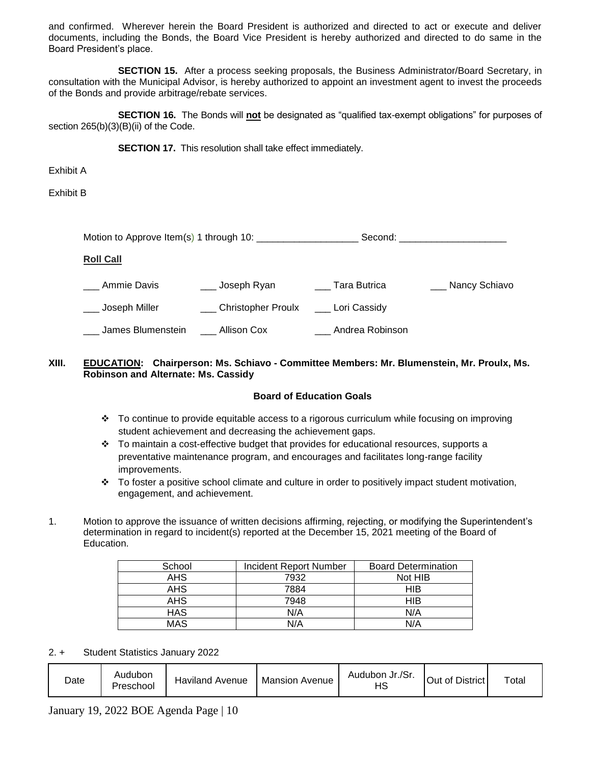and confirmed. Wherever herein the Board President is authorized and directed to act or execute and deliver documents, including the Bonds, the Board Vice President is hereby authorized and directed to do same in the Board President's place.

**SECTION 15.** After a process seeking proposals, the Business Administrator/Board Secretary, in consultation with the Municipal Advisor, is hereby authorized to appoint an investment agent to invest the proceeds of the Bonds and provide arbitrage/rebate services.

**SECTION 16.** The Bonds will **not** be designated as "qualified tax-exempt obligations" for purposes of section 265(b)(3)(B)(ii) of the Code.

**SECTION 17.** This resolution shall take effect immediately.

Exhibit A

Exhibit B

Motion to Approve Item(s) 1 through 10: ___________________ Second: ____________________

**Roll Call**

___ Ammie Davis ___ Joseph Ryan ___ Tara Butrica ___ Nancy Schiavo

___ Joseph Miller ___ Christopher Proulx ___ Lori Cassidy

___ James Blumenstein ___ Allison Cox ___ Andrea Robinson

**XIII. EDUCATION: Chairperson: Ms. Schiavo - Committee Members: Mr. Blumenstein, Mr. Proulx, Ms. Robinson and Alternate: Ms. Cassidy**

**Board of Education Goals**

- To continue to provide equitable access to a rigorous curriculum while focusing on improving student achievement and decreasing the achievement gaps.
- To maintain a cost-effective budget that provides for educational resources, supports a preventative maintenance program, and encourages and facilitates long-range facility improvements.
- To foster a positive school climate and culture in order to positively impact student motivation, engagement, and achievement.

1. Motion to approve the issuance of written decisions affirming, rejecting, or modifying the Superintendent's determination in regard to incident(s) reported at the December 15, 2021 meeting of the Board of Education.

| School | Incident Report Number | Board Determination |
|---|---|---|
| AHS | 7932 | Not HIB |
| AHS | 7884 | HIB |
| AHS | 7948 | HIB |
| HAS | N/A | N/A |
| MAS | N/A | N/A |

2. + Student Statistics January 2022

| Date | Audubon Preschool | Haviland Avenue | Mansion Avenue | Audubon Jr./Sr. HS | Out of District | Total |
|---|---|---|---|---|---|---|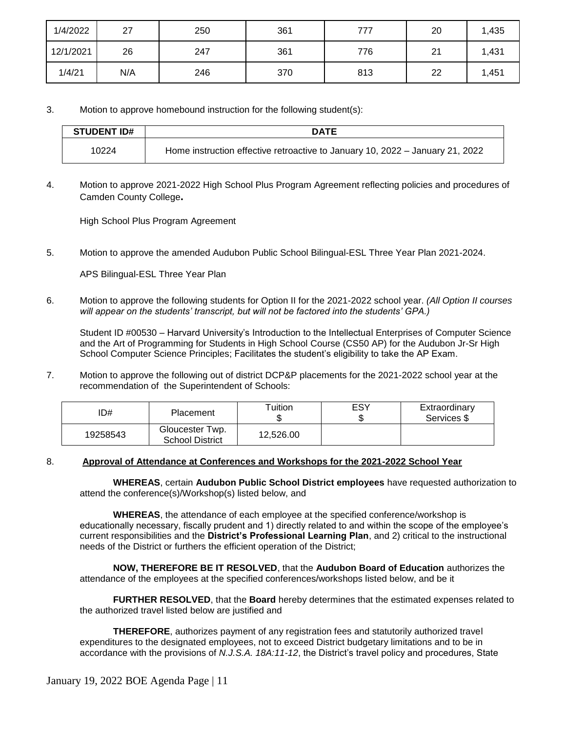| | | | | | | |
|---|---|---|---|---|---|---|
| 1/4/2022 | 27 | 250 | 361 | 777 | 20 | 1,435 |
| 12/1/2021 | 26 | 247 | 361 | 776 | 21 | 1,431 |
| 1/4/21 | N/A | 246 | 370 | 813 | 22 | 1,451 |

3. Motion to approve homebound instruction for the following student(s):

| STUDENT ID# | DATE |
|---|---|
| 10224 | Home instruction effective retroactive to January 10, 2022 – January 21, 2022 |

4. Motion to approve 2021-2022 High School Plus Program Agreement reflecting policies and procedures of Camden County College**.**

   High School Plus Program Agreement

5. Motion to approve the amended Audubon Public School Bilingual-ESL Three Year Plan 2021-2024.

   APS Bilingual-ESL Three Year Plan

6. Motion to approve the following students for Option II for the 2021-2022 school year. *(All Option II courses will appear on the students' transcript, but will not be factored into the students' GPA.)*

   Student ID #00530 – Harvard University's Introduction to the Intellectual Enterprises of Computer Science and the Art of Programming for Students in High School Course (CS50 AP) for the Audubon Jr-Sr High School Computer Science Principles; Facilitates the student's eligibility to take the AP Exam.

7. Motion to approve the following out of district DCP&P placements for the 2021-2022 school year at the recommendation of the Superintendent of Schools:

| ID# | Placement | Tuition $ | ESY $ | Extraordinary Services $ |
|---|---|---|---|---|
| 19258543 | Gloucester Twp. School District | 12,526.00 | | |

8. **Approval of Attendance at Conferences and Workshops for the 2021-2022 School Year**

   **WHEREAS**, certain **Audubon Public School District employees** have requested authorization to attend the conference(s)/Workshop(s) listed below, and

   **WHEREAS**, the attendance of each employee at the specified conference/workshop is educationally necessary, fiscally prudent and 1) directly related to and within the scope of the employee's current responsibilities and the **District's Professional Learning Plan**, and 2) critical to the instructional needs of the District or furthers the efficient operation of the District;

   **NOW, THEREFORE BE IT RESOLVED**, that the **Audubon Board of Education** authorizes the attendance of the employees at the specified conferences/workshops listed below, and be it

   **FURTHER RESOLVED**, that the **Board** hereby determines that the estimated expenses related to the authorized travel listed below are justified and

   **THEREFORE**, authorizes payment of any registration fees and statutorily authorized travel expenditures to the designated employees, not to exceed District budgetary limitations and to be in accordance with the provisions of *N.J.S.A. 18A:11-12*, the District's travel policy and procedures, State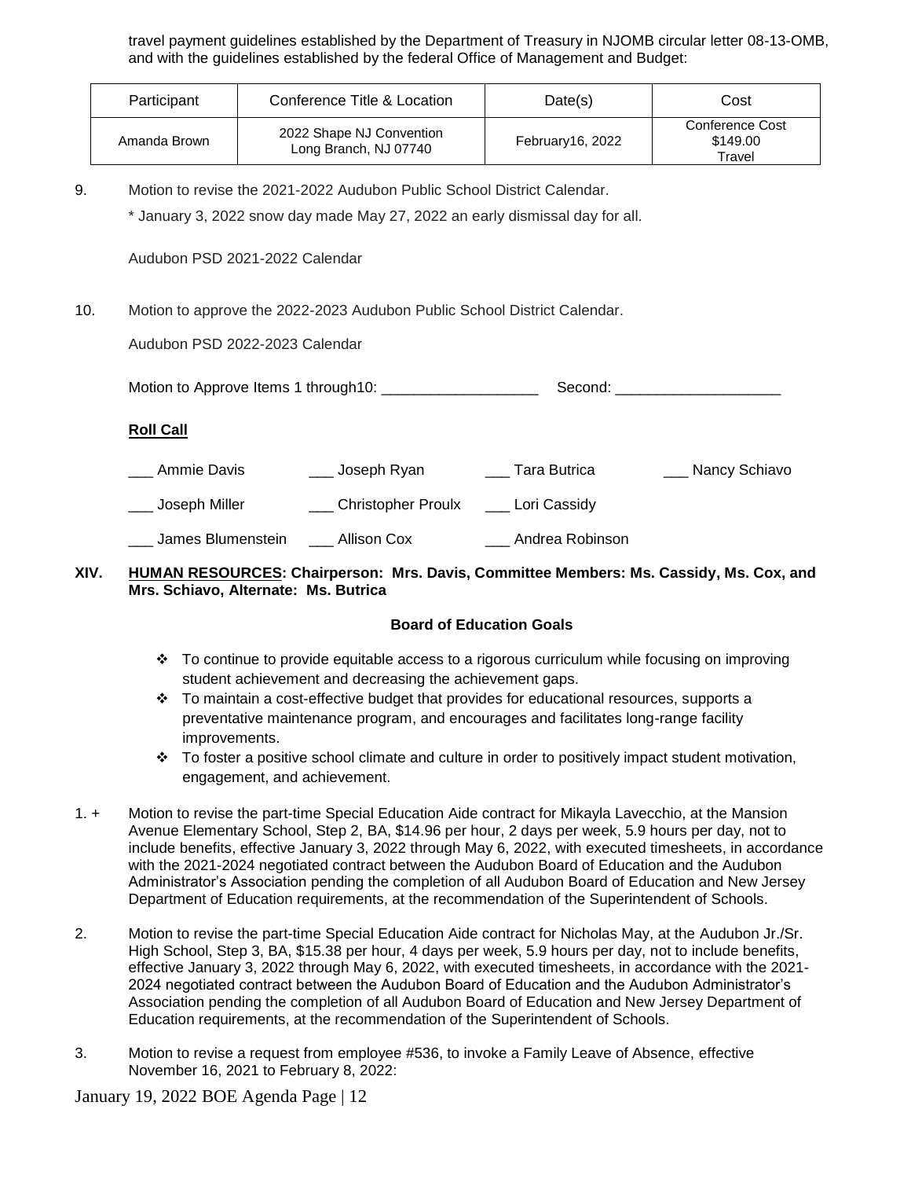travel payment guidelines established by the Department of Treasury in NJOMB circular letter 08-13-OMB, and with the guidelines established by the federal Office of Management and Budget:

| Participant | Conference Title & Location | Date(s) | Cost |
|---|---|---|---|
| Amanda Brown | 2022 Shape NJ Convention Long Branch, NJ 07740 | February16, 2022 | Conference Cost $149.00 Travel |

9. Motion to revise the 2021-2022 Audubon Public School District Calendar.

   * January 3, 2022 snow day made May 27, 2022 an early dismissal day for all.

   Audubon PSD 2021-2022 Calendar

10. Motion to approve the 2022-2023 Audubon Public School District Calendar.

    Audubon PSD 2022-2023 Calendar

Motion to Approve Items 1 through10: ___________________ Second: ____________________

**Roll Call**

___ Ammie Davis ___ Joseph Ryan ___ Tara Butrica ___ Nancy Schiavo

___ Joseph Miller ___ Christopher Proulx ___ Lori Cassidy

___ James Blumenstein ___ Allison Cox ___ Andrea Robinson

**XIV. <u>HUMAN RESOURCES</u>: Chairperson: Mrs. Davis, Committee Members: Ms. Cassidy, Ms. Cox, and Mrs. Schiavo, Alternate: Ms. Butrica**

**Board of Education Goals**

- To continue to provide equitable access to a rigorous curriculum while focusing on improving student achievement and decreasing the achievement gaps.
- To maintain a cost-effective budget that provides for educational resources, supports a preventative maintenance program, and encourages and facilitates long-range facility improvements.
- To foster a positive school climate and culture in order to positively impact student motivation, engagement, and achievement.

1. + Motion to revise the part-time Special Education Aide contract for Mikayla Lavecchio, at the Mansion Avenue Elementary School, Step 2, BA, $14.96 per hour, 2 days per week, 5.9 hours per day, not to include benefits, effective January 3, 2022 through May 6, 2022, with executed timesheets, in accordance with the 2021-2024 negotiated contract between the Audubon Board of Education and the Audubon Administrator's Association pending the completion of all Audubon Board of Education and New Jersey Department of Education requirements, at the recommendation of the Superintendent of Schools.

2. Motion to revise the part-time Special Education Aide contract for Nicholas May, at the Audubon Jr./Sr. High School, Step 3, BA, $15.38 per hour, 4 days per week, 5.9 hours per day, not to include benefits, effective January 3, 2022 through May 6, 2022, with executed timesheets, in accordance with the 2021-2024 negotiated contract between the Audubon Board of Education and the Audubon Administrator's Association pending the completion of all Audubon Board of Education and New Jersey Department of Education requirements, at the recommendation of the Superintendent of Schools.

3. Motion to revise a request from employee #536, to invoke a Family Leave of Absence, effective November 16, 2021 to February 8, 2022: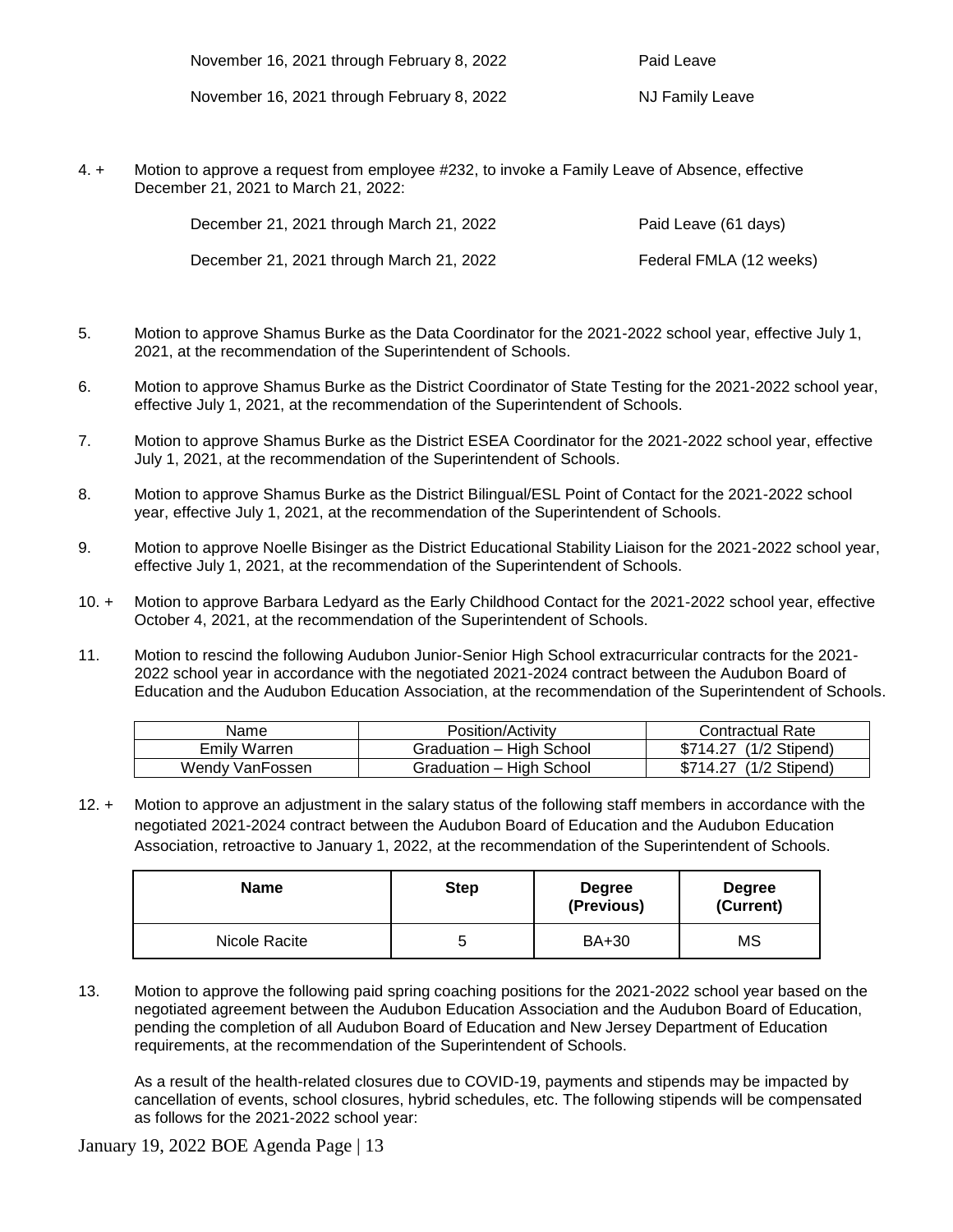| | |
|---|---|
| November 16, 2021 through February 8, 2022 | Paid Leave |
| November 16, 2021 through February 8, 2022 | NJ Family Leave |

4. + Motion to approve a request from employee #232, to invoke a Family Leave of Absence, effective December 21, 2021 to March 21, 2022:

| | |
|---|---|
| December 21, 2021 through March 21, 2022 | Paid Leave (61 days) |
| December 21, 2021 through March 21, 2022 | Federal FMLA (12 weeks) |

5. Motion to approve Shamus Burke as the Data Coordinator for the 2021-2022 school year, effective July 1, 2021, at the recommendation of the Superintendent of Schools.

6. Motion to approve Shamus Burke as the District Coordinator of State Testing for the 2021-2022 school year, effective July 1, 2021, at the recommendation of the Superintendent of Schools.

7. Motion to approve Shamus Burke as the District ESEA Coordinator for the 2021-2022 school year, effective July 1, 2021, at the recommendation of the Superintendent of Schools.

8. Motion to approve Shamus Burke as the District Bilingual/ESL Point of Contact for the 2021-2022 school year, effective July 1, 2021, at the recommendation of the Superintendent of Schools.

9. Motion to approve Noelle Bisinger as the District Educational Stability Liaison for the 2021-2022 school year, effective July 1, 2021, at the recommendation of the Superintendent of Schools.

10. + Motion to approve Barbara Ledyard as the Early Childhood Contact for the 2021-2022 school year, effective October 4, 2021, at the recommendation of the Superintendent of Schools.

11. Motion to rescind the following Audubon Junior-Senior High School extracurricular contracts for the 2021-2022 school year in accordance with the negotiated 2021-2024 contract between the Audubon Board of Education and the Audubon Education Association, at the recommendation of the Superintendent of Schools.

| Name | Position/Activity | Contractual Rate |
|---|---|---|
| Emily Warren | Graduation – High School | $714.27 (1/2 Stipend) |
| Wendy VanFossen | Graduation – High School | $714.27 (1/2 Stipend) |

12. + Motion to approve an adjustment in the salary status of the following staff members in accordance with the negotiated 2021-2024 contract between the Audubon Board of Education and the Audubon Education Association, retroactive to January 1, 2022, at the recommendation of the Superintendent of Schools.

| Name | Step | Degree (Previous) | Degree (Current) |
|---|---|---|---|
| Nicole Racite | 5 | BA+30 | MS |

13. Motion to approve the following paid spring coaching positions for the 2021-2022 school year based on the negotiated agreement between the Audubon Education Association and the Audubon Board of Education, pending the completion of all Audubon Board of Education and New Jersey Department of Education requirements, at the recommendation of the Superintendent of Schools.

    As a result of the health-related closures due to COVID-19, payments and stipends may be impacted by cancellation of events, school closures, hybrid schedules, etc. The following stipends will be compensated as follows for the 2021-2022 school year: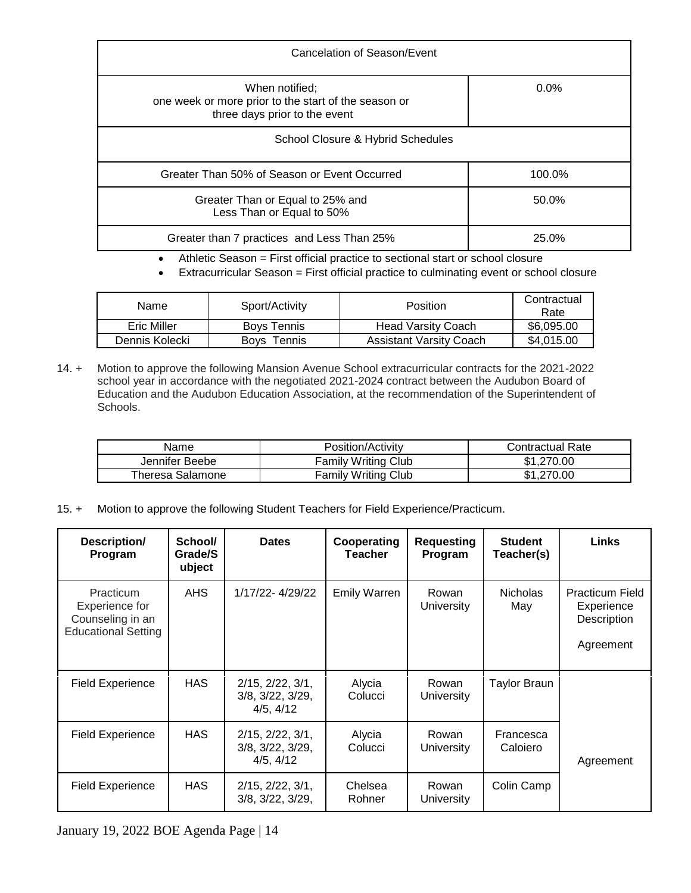| Cancelation of Season/Event | |
|---|---|
| When notified; one week or more prior to the start of the season or three days prior to the event | 0.0% |
| School Closure & Hybrid Schedules | |
| Greater Than 50% of Season or Event Occurred | 100.0% |
| Greater Than or Equal to 25% and Less Than or Equal to 50% | 50.0% |
| Greater than 7 practices and Less Than 25% | 25.0% |

- Athletic Season = First official practice to sectional start or school closure
- Extracurricular Season = First official practice to culminating event or school closure

| Name | Sport/Activity | Position | Contractual Rate |
|---|---|---|---|
| Eric Miller | Boys Tennis | Head Varsity Coach | $6,095.00 |
| Dennis Kolecki | Boys Tennis | Assistant Varsity Coach | $4,015.00 |

14. + Motion to approve the following Mansion Avenue School extracurricular contracts for the 2021-2022 school year in accordance with the negotiated 2021-2024 contract between the Audubon Board of Education and the Audubon Education Association, at the recommendation of the Superintendent of Schools.

| Name | Position/Activity | Contractual Rate |
|---|---|---|
| Jennifer Beebe | Family Writing Club | $1,270.00 |
| Theresa Salamone | Family Writing Club | $1,270.00 |

15. + Motion to approve the following Student Teachers for Field Experience/Practicum.

| Description/ Program | School/ Grade/Subject | Dates | Cooperating Teacher | Requesting Program | Student Teacher(s) | Links |
|---|---|---|---|---|---|---|
| Practicum Experience for Counseling in an Educational Setting | AHS | 1/17/22- 4/29/22 | Emily Warren | Rowan University | Nicholas May | Practicum Field Experience Description<br>Agreement |
| Field Experience | HAS | 2/15, 2/22, 3/1, 3/8, 3/22, 3/29, 4/5, 4/12 | Alycia Colucci | Rowan University | Taylor Braun | Agreement |
| Field Experience | HAS | 2/15, 2/22, 3/1, 3/8, 3/22, 3/29, 4/5, 4/12 | Alycia Colucci | Rowan University | Francesca Caloiero | |
| Field Experience | HAS | 2/15, 2/22, 3/1, 3/8, 3/22, 3/29, | Chelsea Rohner | Rowan University | Colin Camp | |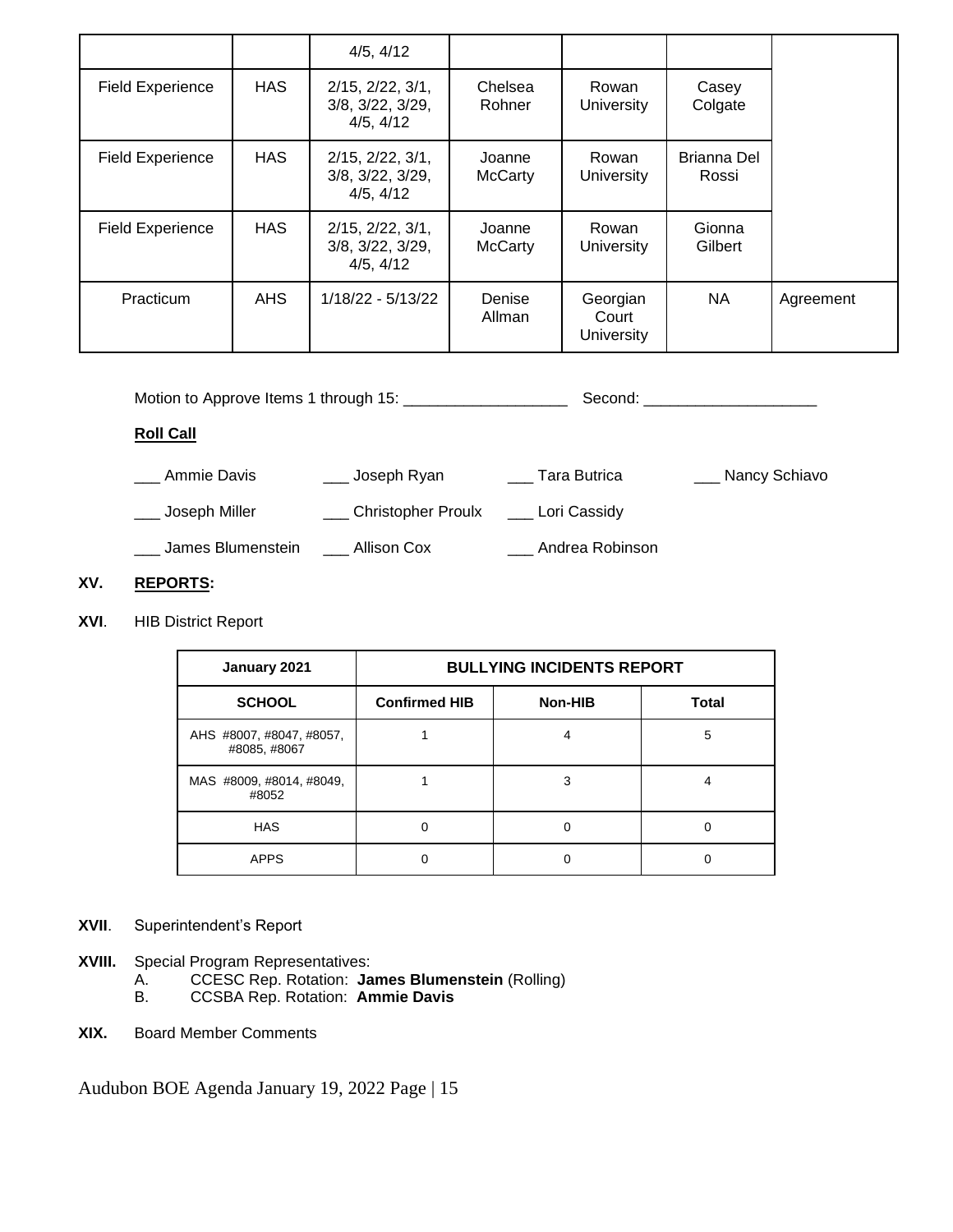| | | 4/5, 4/12 | | | | |
|---|---|---|---|---|---|---|
| Field Experience | HAS | 2/15, 2/22, 3/1, 3/8, 3/22, 3/29, 4/5, 4/12 | Chelsea Rohner | Rowan University | Casey Colgate | |
| Field Experience | HAS | 2/15, 2/22, 3/1, 3/8, 3/22, 3/29, 4/5, 4/12 | Joanne McCarty | Rowan University | Brianna Del Rossi | |
| Field Experience | HAS | 2/15, 2/22, 3/1, 3/8, 3/22, 3/29, 4/5, 4/12 | Joanne McCarty | Rowan University | Gionna Gilbert | |
| Practicum | AHS | 1/18/22 - 5/13/22 | Denise Allman | Georgian Court University | NA | Agreement |

Motion to Approve Items 1 through 15: ___________________ Second: ____________________

**Roll Call**

___ Ammie Davis ___ Joseph Ryan ___ Tara Butrica ___ Nancy Schiavo

___ Joseph Miller ___ Christopher Proulx ___ Lori Cassidy

___ James Blumenstein ___ Allison Cox ___ Andrea Robinson

**XV. REPORTS:**

**XVI**. HIB District Report

| January 2021 | BULLYING INCIDENTS REPORT | | |
|---|---|---|---|
| **SCHOOL** | **Confirmed HIB** | **Non-HIB** | **Total** |
| AHS #8007, #8047, #8057, #8085, #8067 | 1 | 4 | 5 |
| MAS #8009, #8014, #8049, #8052 | 1 | 3 | 4 |
| HAS | 0 | 0 | 0 |
| APPS | 0 | 0 | 0 |

**XVII**. Superintendent's Report

**XVIII.** Special Program Representatives:
- A. CCESC Rep. Rotation: **James Blumenstein** (Rolling)
- B. CCSBA Rep. Rotation: **Ammie Davis**

**XIX.** Board Member Comments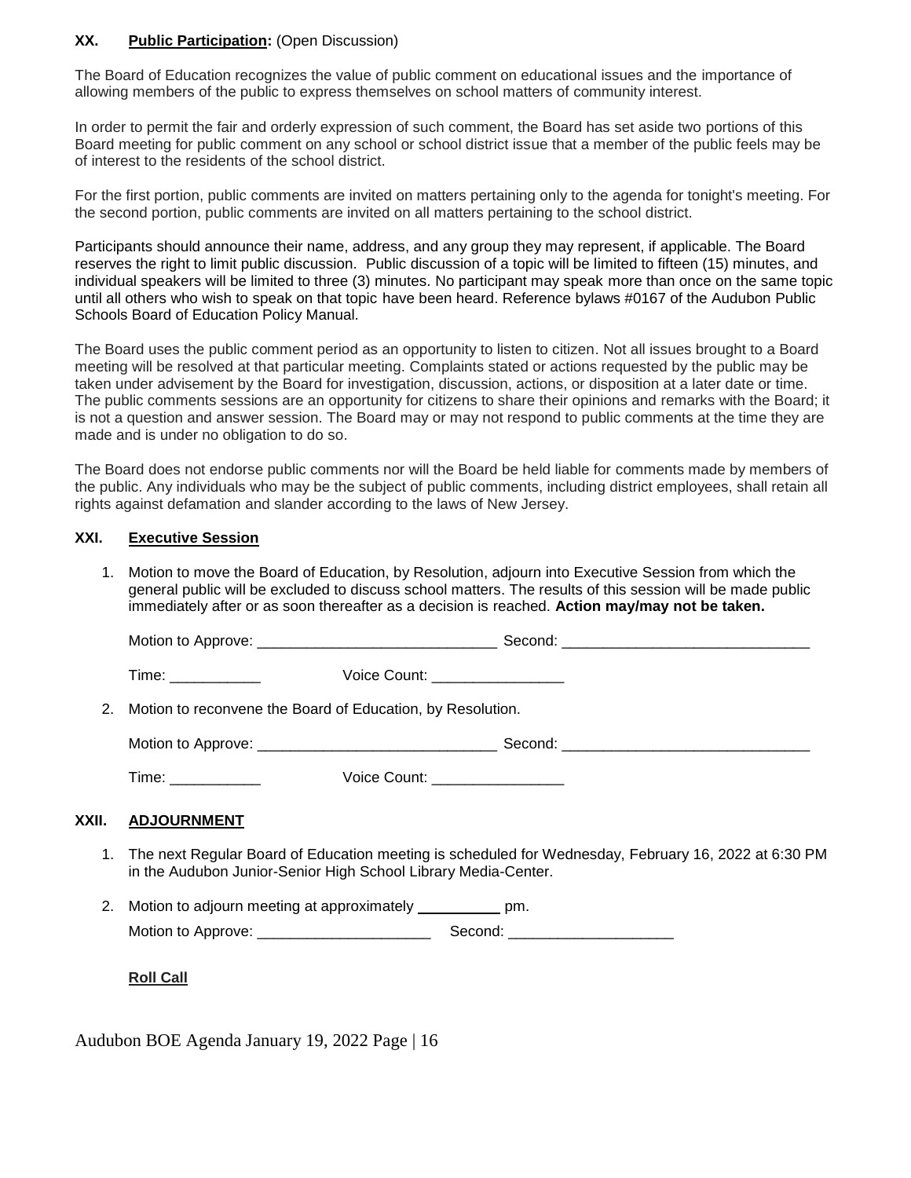### XX. **Public Participation:** (Open Discussion)

The Board of Education recognizes the value of public comment on educational issues and the importance of allowing members of the public to express themselves on school matters of community interest.

In order to permit the fair and orderly expression of such comment, the Board has set aside two portions of this Board meeting for public comment on any school or school district issue that a member of the public feels may be of interest to the residents of the school district.

For the first portion, public comments are invited on matters pertaining only to the agenda for tonight's meeting. For the second portion, public comments are invited on all matters pertaining to the school district.

Participants should announce their name, address, and any group they may represent, if applicable. The Board reserves the right to limit public discussion. Public discussion of a topic will be limited to fifteen (15) minutes, and individual speakers will be limited to three (3) minutes. No participant may speak more than once on the same topic until all others who wish to speak on that topic have been heard. Reference bylaws #0167 of the Audubon Public Schools Board of Education Policy Manual.

The Board uses the public comment period as an opportunity to listen to citizen. Not all issues brought to a Board meeting will be resolved at that particular meeting. Complaints stated or actions requested by the public may be taken under advisement by the Board for investigation, discussion, actions, or disposition at a later date or time. The public comments sessions are an opportunity for citizens to share their opinions and remarks with the Board; it is not a question and answer session. The Board may or may not respond to public comments at the time they are made and is under no obligation to do so.

The Board does not endorse public comments nor will the Board be held liable for comments made by members of the public. Any individuals who may be the subject of public comments, including district employees, shall retain all rights against defamation and slander according to the laws of New Jersey.

### XXI. **Executive Session**

1. Motion to move the Board of Education, by Resolution, adjourn into Executive Session from which the general public will be excluded to discuss school matters. The results of this session will be made public immediately after or as soon thereafter as a decision is reached. **Action may/may not be taken.**

   Motion to Approve: _____________________________ Second: ______________________________

   Time: ___________ Voice Count: ________________

2. Motion to reconvene the Board of Education, by Resolution.

   Motion to Approve: _____________________________ Second: ______________________________

   Time: ___________ Voice Count: ________________

### XXII. **ADJOURNMENT**

1. The next Regular Board of Education meeting is scheduled for Wednesday, February 16, 2022 at 6:30 PM in the Audubon Junior-Senior High School Library Media-Center.

2. Motion to adjourn meeting at approximately __________ pm.

   Motion to Approve: _____________________ Second: ____________________

   **Roll Call**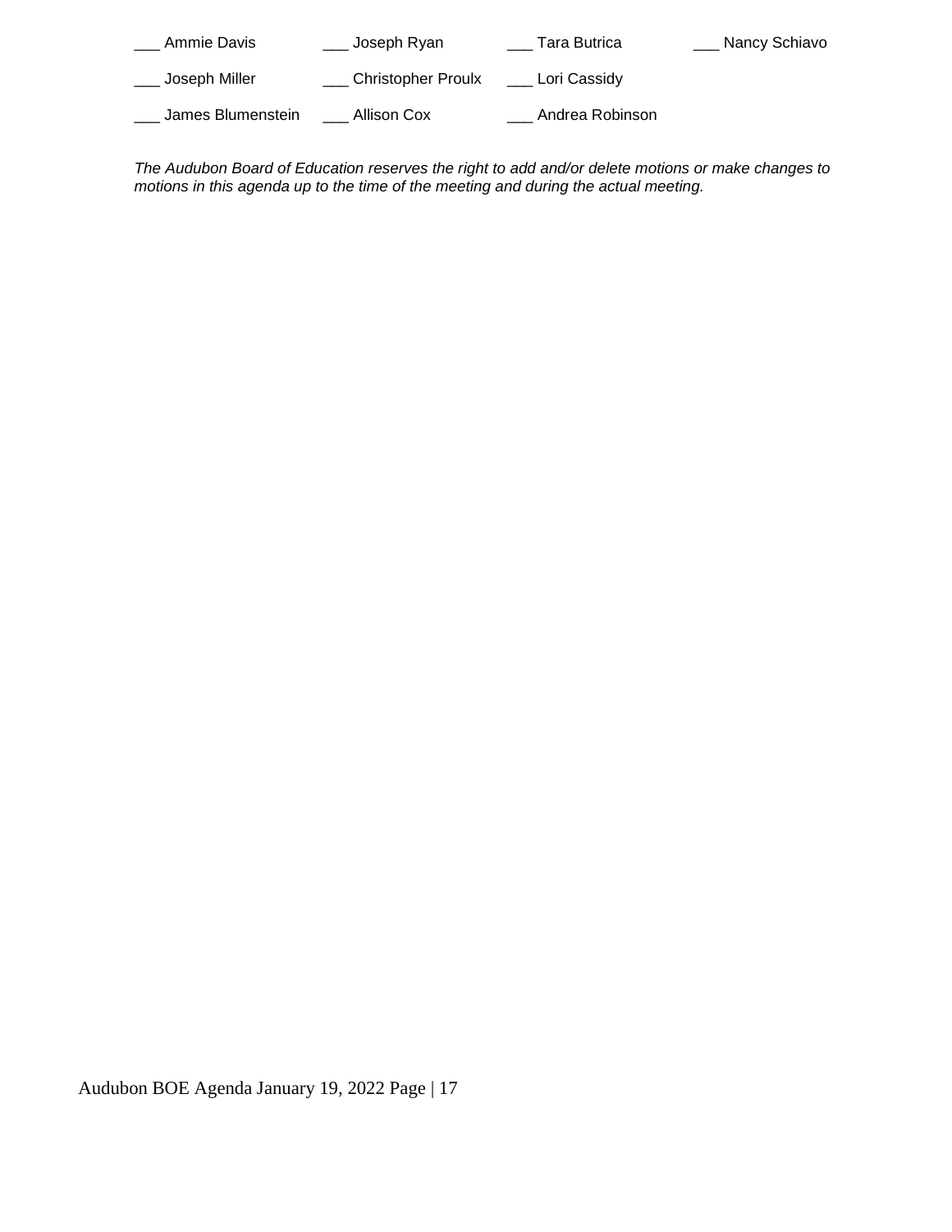| | | | |
|---|---|---|---|
| ___ Ammie Davis | ___ Joseph Ryan | ___ Tara Butrica | ___ Nancy Schiavo |
| ___ Joseph Miller | ___ Christopher Proulx | ___ Lori Cassidy | |
| ___ James Blumenstein | ___ Allison Cox | ___ Andrea Robinson | |

*The Audubon Board of Education reserves the right to add and/or delete motions or make changes to motions in this agenda up to the time of the meeting and during the actual meeting.*